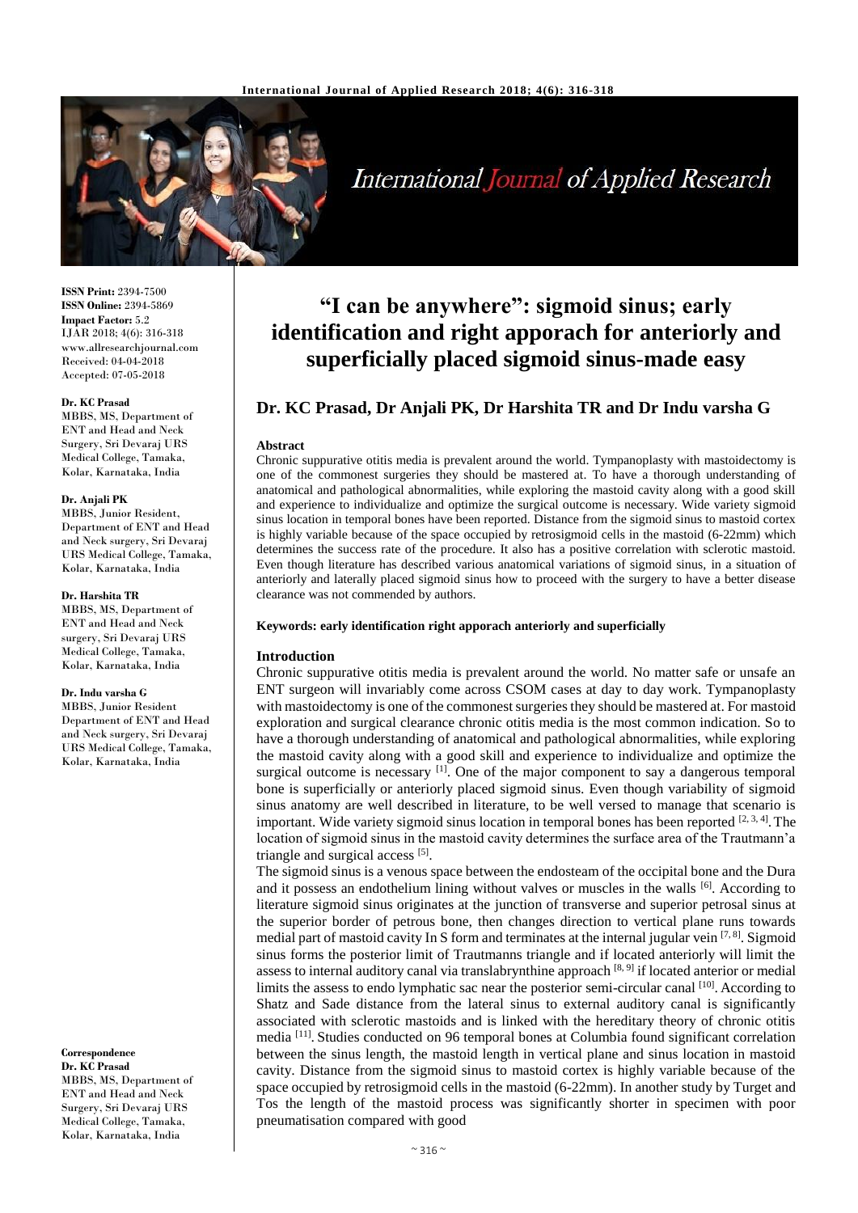# "I can be anywhere": sigmoid sinus; early identification and right apporach for anteriorly and superficially placed sigmoid sinus-made easy

**Dr. KC Prasad, Dr Anjali PK, Dr Harshita TR and Dr Indu varsha G**

**ISSN Print:** 2394-7500
**ISSN Online:** 2394-5869
**Impact Factor:** 5.2
IJAR 2018; 4(6): 316-318
www.allresearchjournal.com
Received: 04-04-2018
Accepted: 07-05-2018

**Dr. KC Prasad**
MBBS, MS, Department of ENT and Head and Neck Surgery, Sri Devaraj URS Medical College, Tamaka, Kolar, Karnataka, India

**Dr. Anjali PK**
MBBS, Junior Resident, Department of ENT and Head and Neck surgery, Sri Devaraj URS Medical College, Tamaka, Kolar, Karnataka, India

**Dr. Harshita TR**
MBBS, MS, Department of ENT and Head and Neck surgery, Sri Devaraj URS Medical College, Tamaka, Kolar, Karnataka, India

**Dr. Indu varsha G**
MBBS, Junior Resident Department of ENT and Head and Neck surgery, Sri Devaraj URS Medical College, Tamaka, Kolar, Karnataka, India

**Correspondence**
**Dr. KC Prasad**
MBBS, MS, Department of ENT and Head and Neck Surgery, Sri Devaraj URS Medical College, Tamaka, Kolar, Karnataka, India

## Abstract

Chronic suppurative otitis media is prevalent around the world. Tympanoplasty with mastoidectomy is one of the commonest surgeries they should be mastered at. To have a thorough understanding of anatomical and pathological abnormalities, while exploring the mastoid cavity along with a good skill and experience to individualize and optimize the surgical outcome is necessary. Wide variety sigmoid sinus location in temporal bones have been reported. Distance from the sigmoid sinus to mastoid cortex is highly variable because of the space occupied by retrosigmoid cells in the mastoid (6-22mm) which determines the success rate of the procedure. It also has a positive correlation with sclerotic mastoid. Even though literature has described various anatomical variations of sigmoid sinus, in a situation of anteriorly and laterally placed sigmoid sinus how to proceed with the surgery to have a better disease clearance was not commended by authors.

**Keywords: early identification right apporach anteriorly and superficially**

## Introduction

Chronic suppurative otitis media is prevalent around the world. No matter safe or unsafe an ENT surgeon will invariably come across CSOM cases at day to day work. Tympanoplasty with mastoidectomy is one of the commonest surgeries they should be mastered at. For mastoid exploration and surgical clearance chronic otitis media is the most common indication. So to have a thorough understanding of anatomical and pathological abnormalities, while exploring the mastoid cavity along with a good skill and experience to individualize and optimize the surgical outcome is necessary [1]. One of the major component to say a dangerous temporal bone is superficially or anteriorly placed sigmoid sinus. Even though variability of sigmoid sinus anatomy are well described in literature, to be well versed to manage that scenario is important. Wide variety sigmoid sinus location in temporal bones has been reported [2, 3, 4]. The location of sigmoid sinus in the mastoid cavity determines the surface area of the Trautmann'a triangle and surgical access [5].

The sigmoid sinus is a venous space between the endosteam of the occipital bone and the Dura and it possess an endothelium lining without valves or muscles in the walls [6]. According to literature sigmoid sinus originates at the junction of transverse and superior petrosal sinus at the superior border of petrous bone, then changes direction to vertical plane runs towards medial part of mastoid cavity In S form and terminates at the internal jugular vein [7, 8]. Sigmoid sinus forms the posterior limit of Trautmanns triangle and if located anteriorly will limit the assess to internal auditory canal via translabrynthine approach [8, 9] if located anterior or medial limits the assess to endo lymphatic sac near the posterior semi-circular canal [10]. According to Shatz and Sade distance from the lateral sinus to external auditory canal is significantly associated with sclerotic mastoids and is linked with the hereditary theory of chronic otitis media [11]. Studies conducted on 96 temporal bones at Columbia found significant correlation between the sinus length, the mastoid length in vertical plane and sinus location in mastoid cavity. Distance from the sigmoid sinus to mastoid cortex is highly variable because of the space occupied by retrosigmoid cells in the mastoid (6-22mm). In another study by Turget and Tos the length of the mastoid process was significantly shorter in specimen with poor pneumatisation compared with good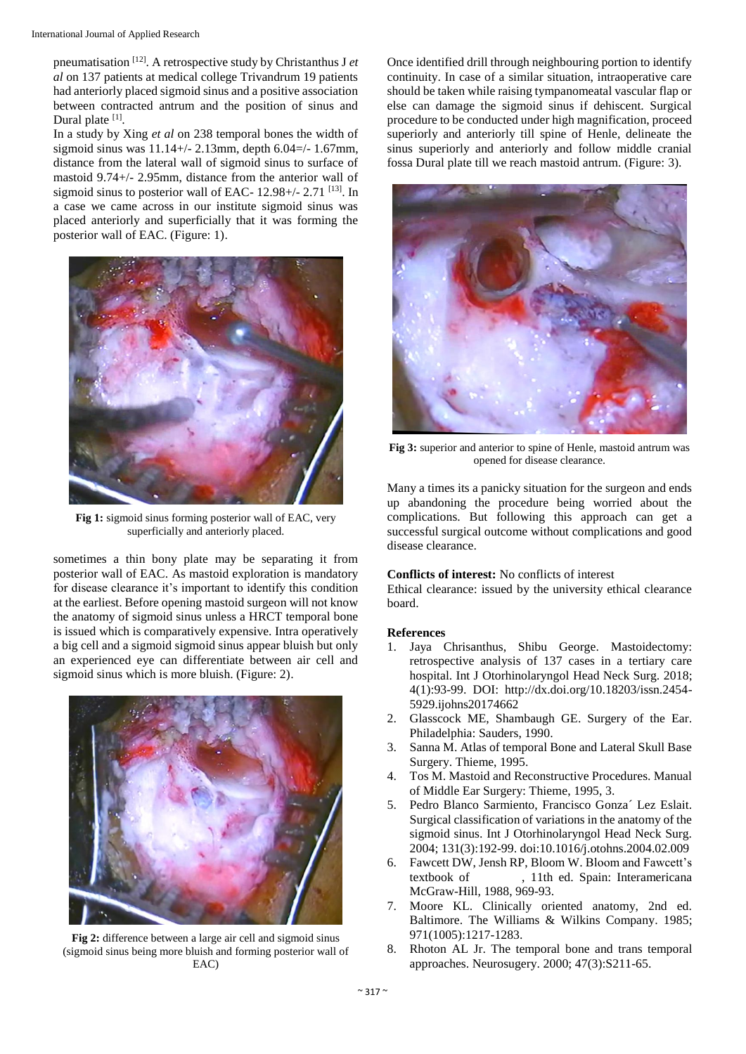pneumatisation [12]. A retrospective study by Christanthus J *et al* on 137 patients at medical college Trivandrum 19 patients had anteriorly placed sigmoid sinus and a positive association between contracted antrum and the position of sinus and Dural plate [1].

In a study by Xing *et al* on 238 temporal bones the width of sigmoid sinus was 11.14+/- 2.13mm, depth 6.04=/- 1.67mm, distance from the lateral wall of sigmoid sinus to surface of mastoid 9.74+/- 2.95mm, distance from the anterior wall of sigmoid sinus to posterior wall of EAC- 12.98+/- 2.71 [13]. In a case we came across in our institute sigmoid sinus was placed anteriorly and superficially that it was forming the posterior wall of EAC. (Figure: 1).

**Fig 1:** sigmoid sinus forming posterior wall of EAC, very superficially and anteriorly placed.

sometimes a thin bony plate may be separating it from posterior wall of EAC. As mastoid exploration is mandatory for disease clearance it's important to identify this condition at the earliest. Before opening mastoid surgeon will not know the anatomy of sigmoid sinus unless a HRCT temporal bone is issued which is comparatively expensive. Intra operatively a big cell and a sigmoid sigmoid sinus appear bluish but only an experienced eye can differentiate between air cell and sigmoid sinus which is more bluish. (Figure: 2).

**Fig 2:** difference between a large air cell and sigmoid sinus (sigmoid sinus being more bluish and forming posterior wall of EAC)

Once identified drill through neighbouring portion to identify continuity. In case of a similar situation, intraoperative care should be taken while raising tympanomeatal vascular flap or else can damage the sigmoid sinus if dehiscent. Surgical procedure to be conducted under high magnification, proceed superiorly and anteriorly till spine of Henle, delineate the sinus superiorly and anteriorly and follow middle cranial fossa Dural plate till we reach mastoid antrum. (Figure: 3).

**Fig 3:** superior and anterior to spine of Henle, mastoid antrum was opened for disease clearance.

Many a times its a panicky situation for the surgeon and ends up abandoning the procedure being worried about the complications. But following this approach can get a successful surgical outcome without complications and good disease clearance.

**Conflicts of interest:** No conflicts of interest

Ethical clearance: issued by the university ethical clearance board.

## References

1. Jaya Chrisanthus, Shibu George. Mastoidectomy: retrospective analysis of 137 cases in a tertiary care hospital. Int J Otorhinolaryngol Head Neck Surg. 2018; 4(1):93-99. DOI: http://dx.doi.org/10.18203/issn.2454-5929.ijohns20174662
2. Glasscock ME, Shambaugh GE. Surgery of the Ear. Philadelphia: Sauders, 1990.
3. Sanna M. Atlas of temporal Bone and Lateral Skull Base Surgery. Thieme, 1995.
4. Tos M. Mastoid and Reconstructive Procedures. Manual of Middle Ear Surgery: Thieme, 1995, 3.
5. Pedro Blanco Sarmiento, Francisco Gonza´ Lez Eslait. Surgical classification of variations in the anatomy of the sigmoid sinus. Int J Otorhinolaryngol Head Neck Surg. 2004; 131(3):192-99. doi:10.1016/j.otohns.2004.02.009
6. Fawcett DW, Jensh RP, Bloom W. Bloom and Fawcett's textbook of , 11th ed. Spain: Interamericana McGraw-Hill, 1988, 969-93.
7. Moore KL. Clinically oriented anatomy, 2nd ed. Baltimore. The Williams & Wilkins Company. 1985; 971(1005):1217-1283.
8. Rhoton AL Jr. The temporal bone and trans temporal approaches. Neurosugery. 2000; 47(3):S211-65.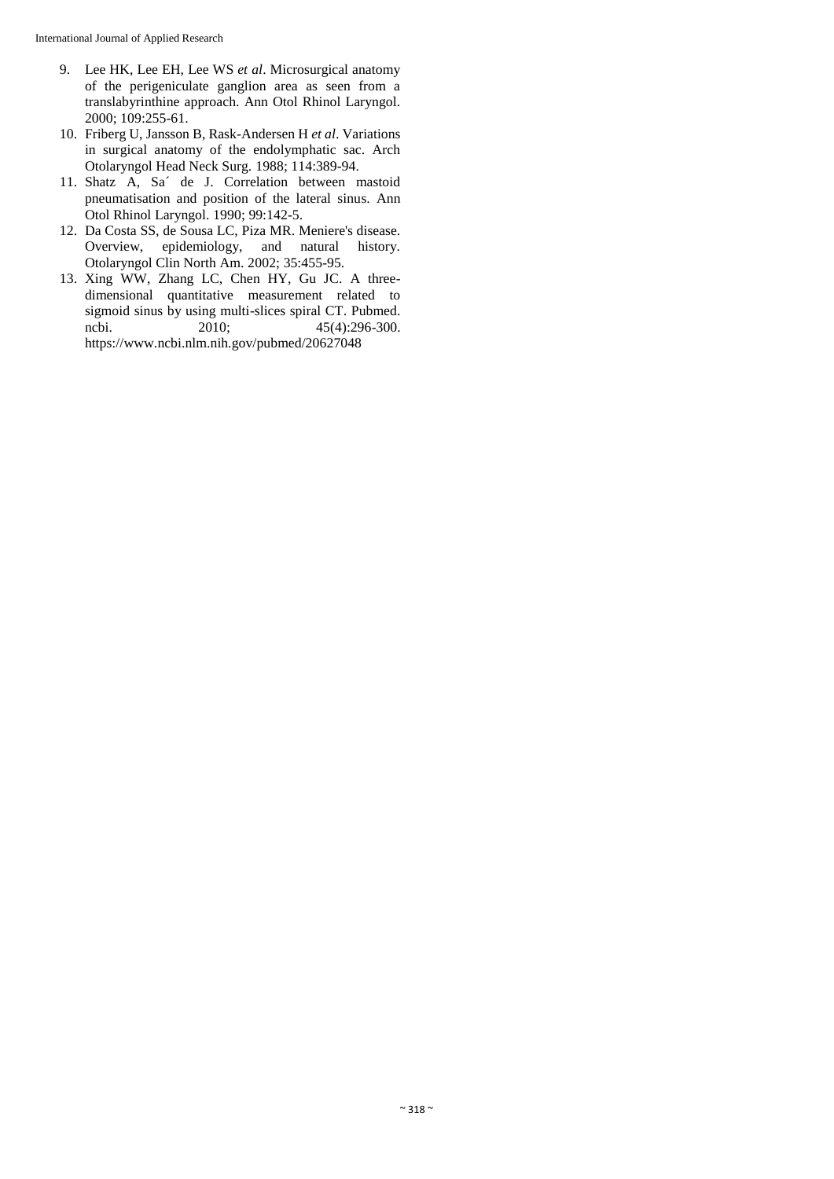9. Lee HK, Lee EH, Lee WS *et al*. Microsurgical anatomy of the perigeniculate ganglion area as seen from a translabyrinthine approach. Ann Otol Rhinol Laryngol. 2000; 109:255-61.
10. Friberg U, Jansson B, Rask-Andersen H *et al*. Variations in surgical anatomy of the endolymphatic sac. Arch Otolaryngol Head Neck Surg. 1988; 114:389-94.
11. Shatz A, Sa´ de J. Correlation between mastoid pneumatisation and position of the lateral sinus. Ann Otol Rhinol Laryngol. 1990; 99:142-5.
12. Da Costa SS, de Sousa LC, Piza MR. Meniere's disease. Overview, epidemiology, and natural history. Otolaryngol Clin North Am. 2002; 35:455-95.
13. Xing WW, Zhang LC, Chen HY, Gu JC. A three-dimensional quantitative measurement related to sigmoid sinus by using multi-slices spiral CT. Pubmed. ncbi. 2010; 45(4):296-300. https://www.ncbi.nlm.nih.gov/pubmed/20627048